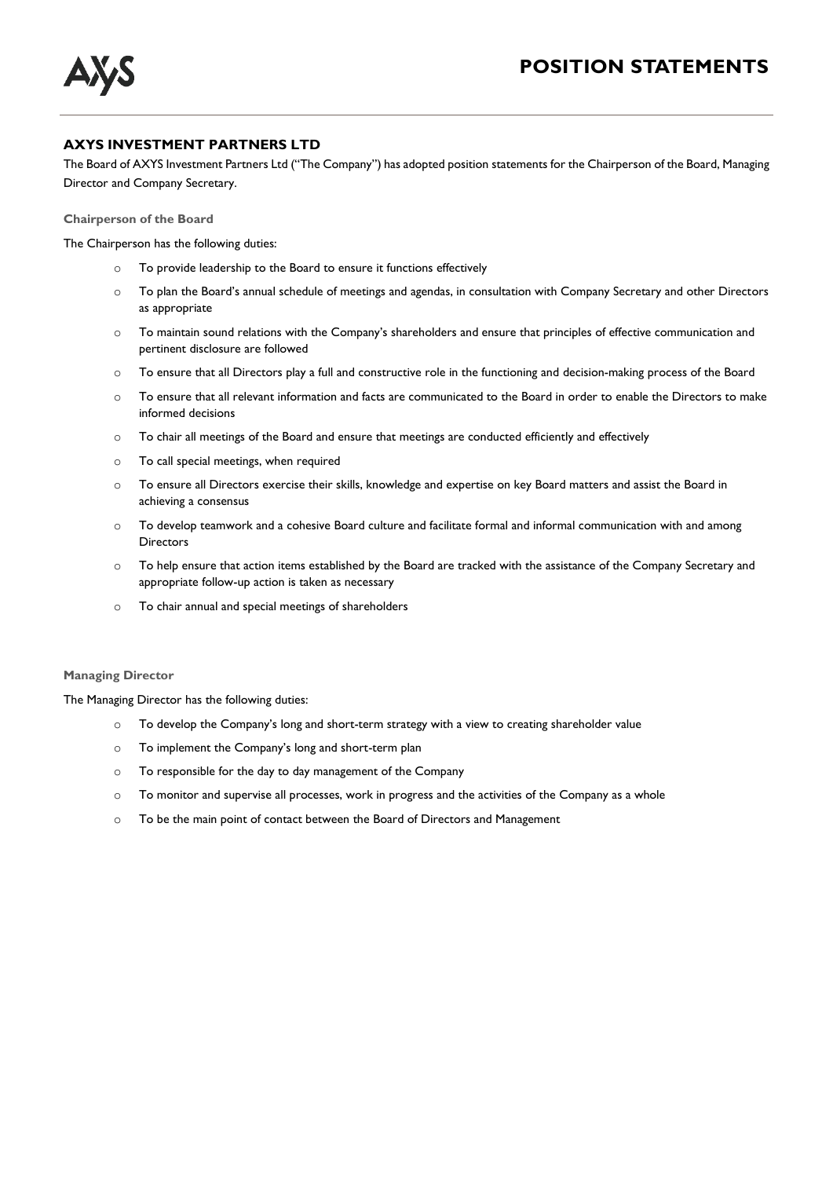# POSITION STATEMENTS

## AXYS INVESTMENT PARTNERS LTD

The Board of AXYS Investment Partners Ltd ("The Company") has adopted position statements for the Chairperson of the Board, Managing Director and Company Secretary.

### Chairperson of the Board

The Chairperson has the following duties:

- To provide leadership to the Board to ensure it functions effectively
- To plan the Board's annual schedule of meetings and agendas, in consultation with Company Secretary and other Directors as appropriate
- To maintain sound relations with the Company's shareholders and ensure that principles of effective communication and pertinent disclosure are followed
- To ensure that all Directors play a full and constructive role in the functioning and decision-making process of the Board
- To ensure that all relevant information and facts are communicated to the Board in order to enable the Directors to make informed decisions
- To chair all meetings of the Board and ensure that meetings are conducted efficiently and effectively
- To call special meetings, when required
- To ensure all Directors exercise their skills, knowledge and expertise on key Board matters and assist the Board in achieving a consensus
- To develop teamwork and a cohesive Board culture and facilitate formal and informal communication with and among Directors
- To help ensure that action items established by the Board are tracked with the assistance of the Company Secretary and appropriate follow-up action is taken as necessary
- To chair annual and special meetings of shareholders

### Managing Director

The Managing Director has the following duties:

- To develop the Company's long and short-term strategy with a view to creating shareholder value
- To implement the Company's long and short-term plan
- To responsible for the day to day management of the Company
- To monitor and supervise all processes, work in progress and the activities of the Company as a whole
- To be the main point of contact between the Board of Directors and Management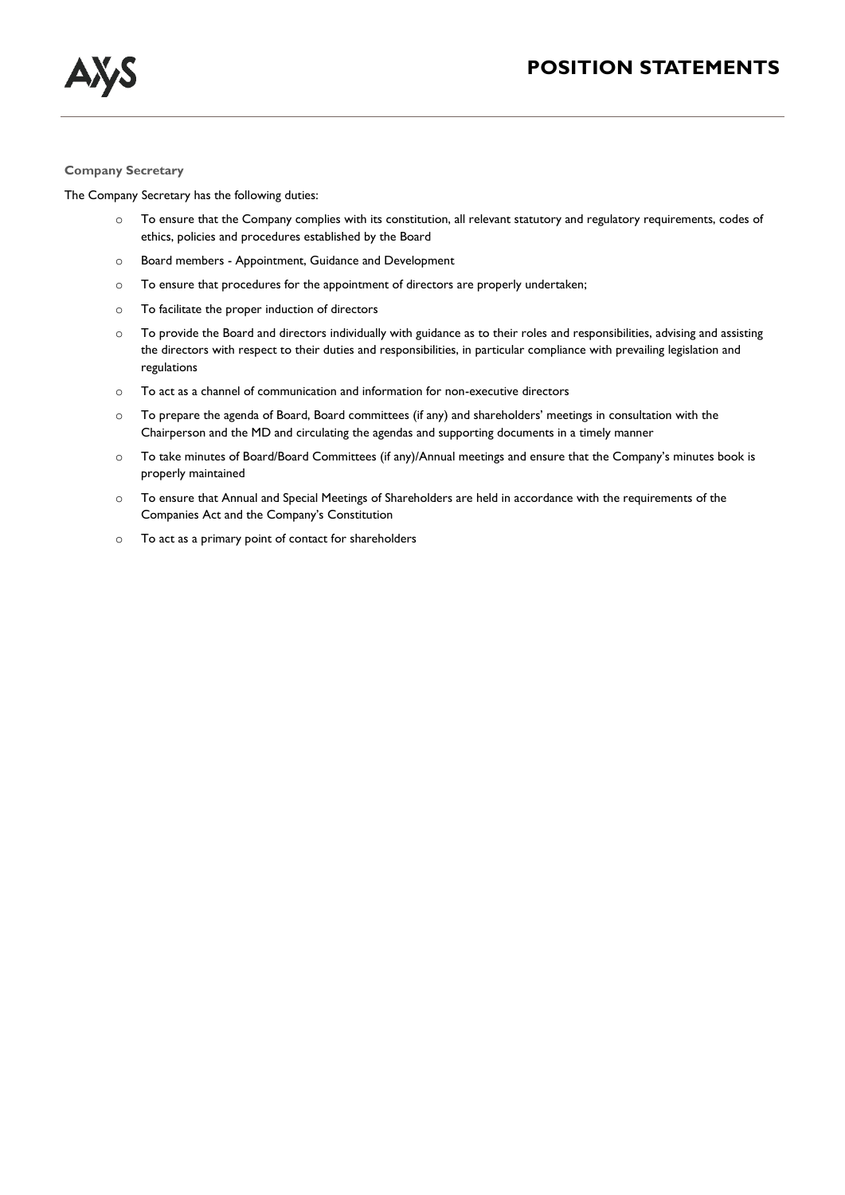### Company Secretary

The Company Secretary has the following duties:

- To ensure that the Company complies with its constitution, all relevant statutory and regulatory requirements, codes of ethics, policies and procedures established by the Board
- Board members - Appointment, Guidance and Development
- To ensure that procedures for the appointment of directors are properly undertaken;
- To facilitate the proper induction of directors
- To provide the Board and directors individually with guidance as to their roles and responsibilities, advising and assisting the directors with respect to their duties and responsibilities, in particular compliance with prevailing legislation and regulations
- To act as a channel of communication and information for non-executive directors
- To prepare the agenda of Board, Board committees (if any) and shareholders' meetings in consultation with the Chairperson and the MD and circulating the agendas and supporting documents in a timely manner
- To take minutes of Board/Board Committees (if any)/Annual meetings and ensure that the Company's minutes book is properly maintained
- To ensure that Annual and Special Meetings of Shareholders are held in accordance with the requirements of the Companies Act and the Company's Constitution
- To act as a primary point of contact for shareholders